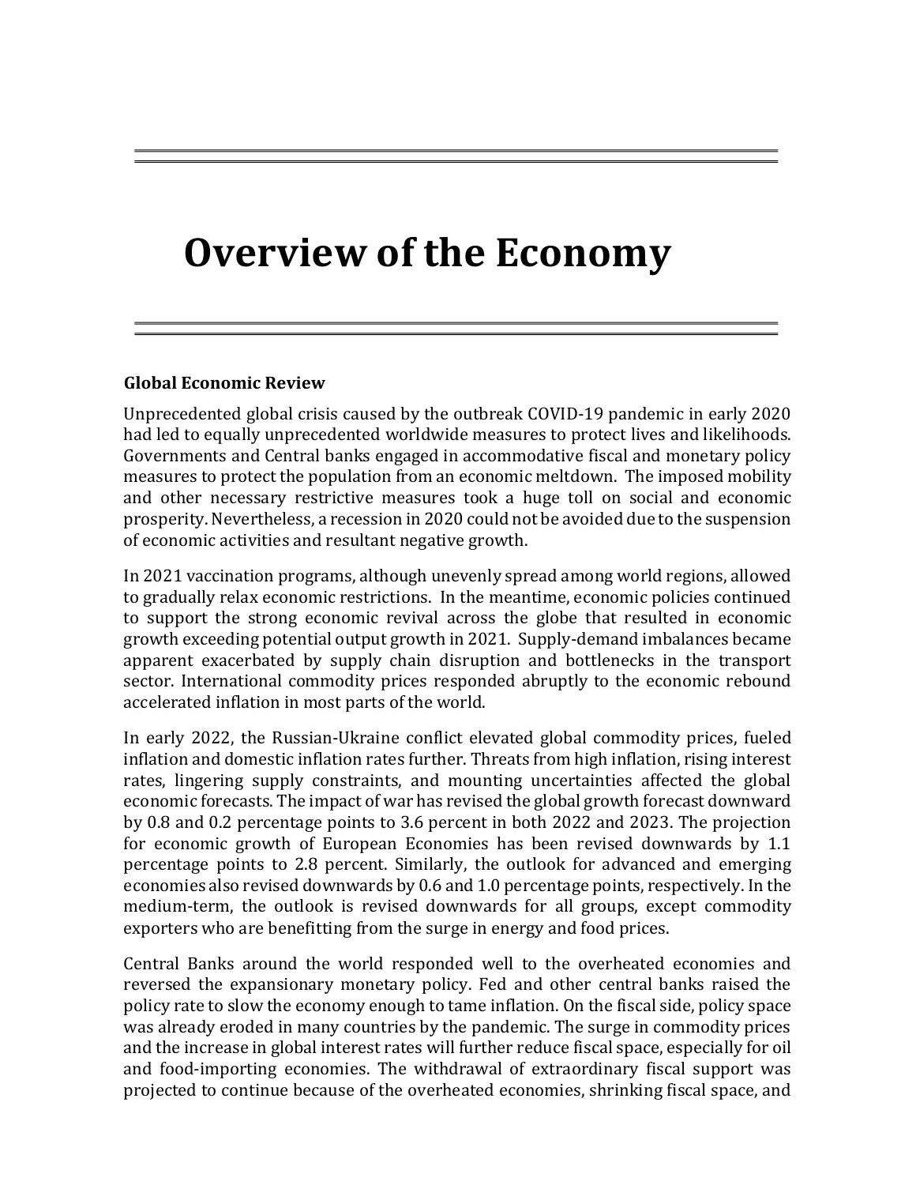# Overview of the Economy

**Global Economic Review**

Unprecedented global crisis caused by the outbreak COVID-19 pandemic in early 2020 had led to equally unprecedented worldwide measures to protect lives and likelihoods. Governments and Central banks engaged in accommodative fiscal and monetary policy measures to protect the population from an economic meltdown. The imposed mobility and other necessary restrictive measures took a huge toll on social and economic prosperity. Nevertheless, a recession in 2020 could not be avoided due to the suspension of economic activities and resultant negative growth.

In 2021 vaccination programs, although unevenly spread among world regions, allowed to gradually relax economic restrictions. In the meantime, economic policies continued to support the strong economic revival across the globe that resulted in economic growth exceeding potential output growth in 2021. Supply-demand imbalances became apparent exacerbated by supply chain disruption and bottlenecks in the transport sector. International commodity prices responded abruptly to the economic rebound accelerated inflation in most parts of the world.

In early 2022, the Russian-Ukraine conflict elevated global commodity prices, fueled inflation and domestic inflation rates further. Threats from high inflation, rising interest rates, lingering supply constraints, and mounting uncertainties affected the global economic forecasts. The impact of war has revised the global growth forecast downward by 0.8 and 0.2 percentage points to 3.6 percent in both 2022 and 2023. The projection for economic growth of European Economies has been revised downwards by 1.1 percentage points to 2.8 percent. Similarly, the outlook for advanced and emerging economies also revised downwards by 0.6 and 1.0 percentage points, respectively. In the medium-term, the outlook is revised downwards for all groups, except commodity exporters who are benefitting from the surge in energy and food prices.

Central Banks around the world responded well to the overheated economies and reversed the expansionary monetary policy. Fed and other central banks raised the policy rate to slow the economy enough to tame inflation. On the fiscal side, policy space was already eroded in many countries by the pandemic. The surge in commodity prices and the increase in global interest rates will further reduce fiscal space, especially for oil and food-importing economies. The withdrawal of extraordinary fiscal support was projected to continue because of the overheated economies, shrinking fiscal space, and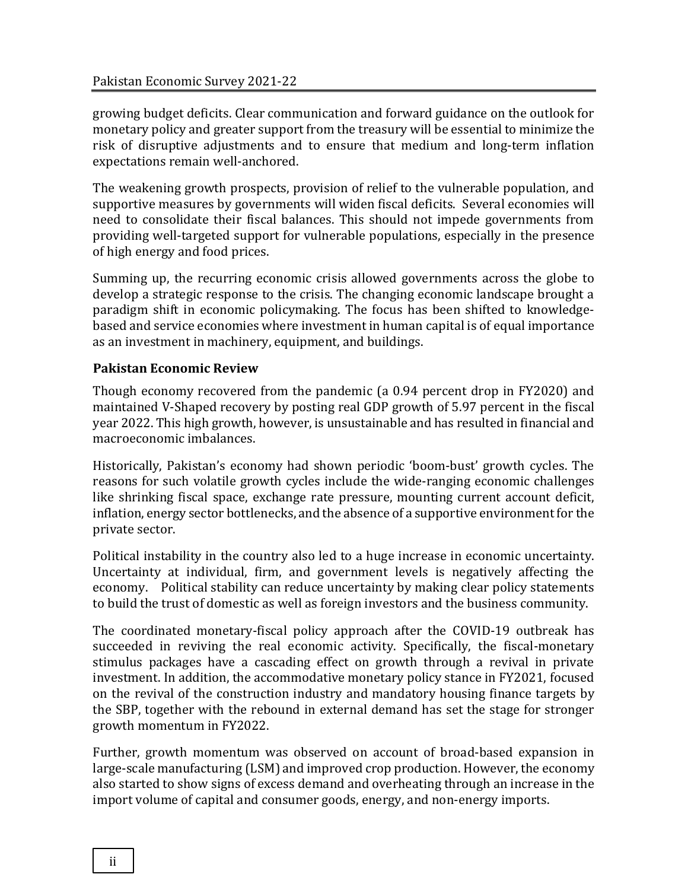growing budget deficits. Clear communication and forward guidance on the outlook for monetary policy and greater support from the treasury will be essential to minimize the risk of disruptive adjustments and to ensure that medium and long-term inflation expectations remain well-anchored.

The weakening growth prospects, provision of relief to the vulnerable population, and supportive measures by governments will widen fiscal deficits. Several economies will need to consolidate their fiscal balances. This should not impede governments from providing well-targeted support for vulnerable populations, especially in the presence of high energy and food prices.

Summing up, the recurring economic crisis allowed governments across the globe to develop a strategic response to the crisis. The changing economic landscape brought a paradigm shift in economic policymaking. The focus has been shifted to knowledge-based and service economies where investment in human capital is of equal importance as an investment in machinery, equipment, and buildings.

**Pakistan Economic Review**

Though economy recovered from the pandemic (a 0.94 percent drop in FY2020) and maintained V-Shaped recovery by posting real GDP growth of 5.97 percent in the fiscal year 2022. This high growth, however, is unsustainable and has resulted in financial and macroeconomic imbalances.

Historically, Pakistan's economy had shown periodic 'boom-bust' growth cycles. The reasons for such volatile growth cycles include the wide-ranging economic challenges like shrinking fiscal space, exchange rate pressure, mounting current account deficit, inflation, energy sector bottlenecks, and the absence of a supportive environment for the private sector.

Political instability in the country also led to a huge increase in economic uncertainty. Uncertainty at individual, firm, and government levels is negatively affecting the economy. Political stability can reduce uncertainty by making clear policy statements to build the trust of domestic as well as foreign investors and the business community.

The coordinated monetary-fiscal policy approach after the COVID-19 outbreak has succeeded in reviving the real economic activity. Specifically, the fiscal-monetary stimulus packages have a cascading effect on growth through a revival in private investment. In addition, the accommodative monetary policy stance in FY2021, focused on the revival of the construction industry and mandatory housing finance targets by the SBP, together with the rebound in external demand has set the stage for stronger growth momentum in FY2022.

Further, growth momentum was observed on account of broad-based expansion in large-scale manufacturing (LSM) and improved crop production. However, the economy also started to show signs of excess demand and overheating through an increase in the import volume of capital and consumer goods, energy, and non-energy imports.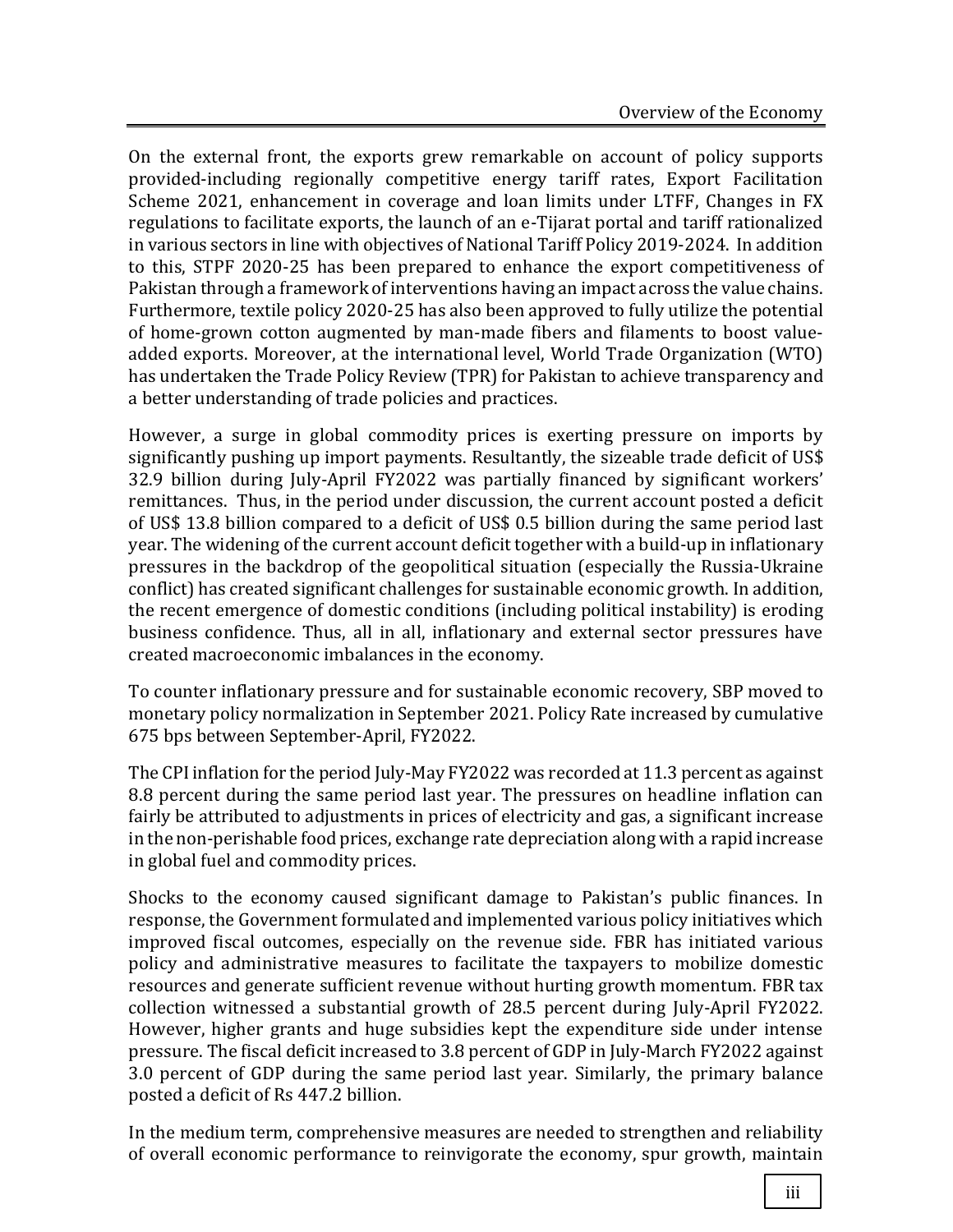On the external front, the exports grew remarkable on account of policy supports provided-including regionally competitive energy tariff rates, Export Facilitation Scheme 2021, enhancement in coverage and loan limits under LTFF, Changes in FX regulations to facilitate exports, the launch of an e-Tijarat portal and tariff rationalized in various sectors in line with objectives of National Tariff Policy 2019-2024. In addition to this, STPF 2020-25 has been prepared to enhance the export competitiveness of Pakistan through a framework of interventions having an impact across the value chains. Furthermore, textile policy 2020-25 has also been approved to fully utilize the potential of home-grown cotton augmented by man-made fibers and filaments to boost value-added exports. Moreover, at the international level, World Trade Organization (WTO) has undertaken the Trade Policy Review (TPR) for Pakistan to achieve transparency and a better understanding of trade policies and practices.

However, a surge in global commodity prices is exerting pressure on imports by significantly pushing up import payments. Resultantly, the sizeable trade deficit of US$ 32.9 billion during July-April FY2022 was partially financed by significant workers' remittances. Thus, in the period under discussion, the current account posted a deficit of US$ 13.8 billion compared to a deficit of US$ 0.5 billion during the same period last year. The widening of the current account deficit together with a build-up in inflationary pressures in the backdrop of the geopolitical situation (especially the Russia-Ukraine conflict) has created significant challenges for sustainable economic growth. In addition, the recent emergence of domestic conditions (including political instability) is eroding business confidence. Thus, all in all, inflationary and external sector pressures have created macroeconomic imbalances in the economy.

To counter inflationary pressure and for sustainable economic recovery, SBP moved to monetary policy normalization in September 2021. Policy Rate increased by cumulative 675 bps between September-April, FY2022.

The CPI inflation for the period July-May FY2022 was recorded at 11.3 percent as against 8.8 percent during the same period last year. The pressures on headline inflation can fairly be attributed to adjustments in prices of electricity and gas, a significant increase in the non-perishable food prices, exchange rate depreciation along with a rapid increase in global fuel and commodity prices.

Shocks to the economy caused significant damage to Pakistan's public finances. In response, the Government formulated and implemented various policy initiatives which improved fiscal outcomes, especially on the revenue side. FBR has initiated various policy and administrative measures to facilitate the taxpayers to mobilize domestic resources and generate sufficient revenue without hurting growth momentum. FBR tax collection witnessed a substantial growth of 28.5 percent during July-April FY2022. However, higher grants and huge subsidies kept the expenditure side under intense pressure. The fiscal deficit increased to 3.8 percent of GDP in July-March FY2022 against 3.0 percent of GDP during the same period last year. Similarly, the primary balance posted a deficit of Rs 447.2 billion.

In the medium term, comprehensive measures are needed to strengthen and reliability of overall economic performance to reinvigorate the economy, spur growth, maintain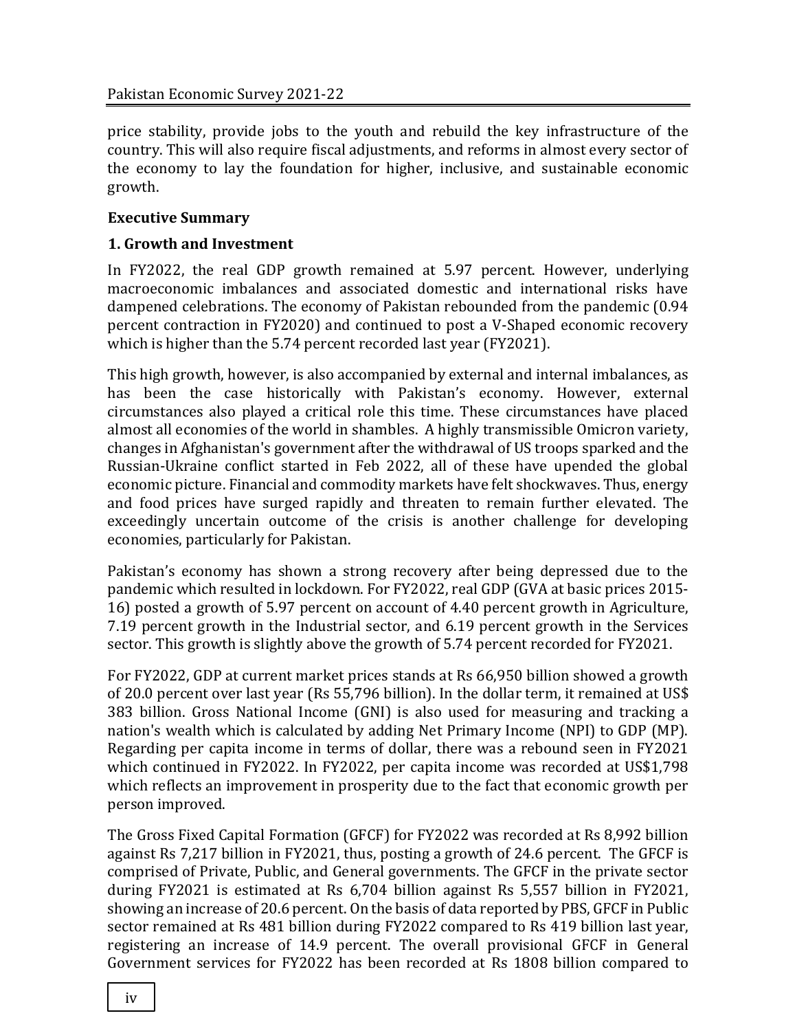price stability, provide jobs to the youth and rebuild the key infrastructure of the country. This will also require fiscal adjustments, and reforms in almost every sector of the economy to lay the foundation for higher, inclusive, and sustainable economic growth.

## Executive Summary

### 1. Growth and Investment

In FY2022, the real GDP growth remained at 5.97 percent. However, underlying macroeconomic imbalances and associated domestic and international risks have dampened celebrations. The economy of Pakistan rebounded from the pandemic (0.94 percent contraction in FY2020) and continued to post a V-Shaped economic recovery which is higher than the 5.74 percent recorded last year (FY2021).

This high growth, however, is also accompanied by external and internal imbalances, as has been the case historically with Pakistan's economy. However, external circumstances also played a critical role this time. These circumstances have placed almost all economies of the world in shambles. A highly transmissible Omicron variety, changes in Afghanistan's government after the withdrawal of US troops sparked and the Russian-Ukraine conflict started in Feb 2022, all of these have upended the global economic picture. Financial and commodity markets have felt shockwaves. Thus, energy and food prices have surged rapidly and threaten to remain further elevated. The exceedingly uncertain outcome of the crisis is another challenge for developing economies, particularly for Pakistan.

Pakistan's economy has shown a strong recovery after being depressed due to the pandemic which resulted in lockdown. For FY2022, real GDP (GVA at basic prices 2015-16) posted a growth of 5.97 percent on account of 4.40 percent growth in Agriculture, 7.19 percent growth in the Industrial sector, and 6.19 percent growth in the Services sector. This growth is slightly above the growth of 5.74 percent recorded for FY2021.

For FY2022, GDP at current market prices stands at Rs 66,950 billion showed a growth of 20.0 percent over last year (Rs 55,796 billion). In the dollar term, it remained at US$ 383 billion. Gross National Income (GNI) is also used for measuring and tracking a nation's wealth which is calculated by adding Net Primary Income (NPI) to GDP (MP). Regarding per capita income in terms of dollar, there was a rebound seen in FY2021 which continued in FY2022. In FY2022, per capita income was recorded at US$1,798 which reflects an improvement in prosperity due to the fact that economic growth per person improved.

The Gross Fixed Capital Formation (GFCF) for FY2022 was recorded at Rs 8,992 billion against Rs 7,217 billion in FY2021, thus, posting a growth of 24.6 percent. The GFCF is comprised of Private, Public, and General governments. The GFCF in the private sector during FY2021 is estimated at Rs 6,704 billion against Rs 5,557 billion in FY2021, showing an increase of 20.6 percent. On the basis of data reported by PBS, GFCF in Public sector remained at Rs 481 billion during FY2022 compared to Rs 419 billion last year, registering an increase of 14.9 percent. The overall provisional GFCF in General Government services for FY2022 has been recorded at Rs 1808 billion compared to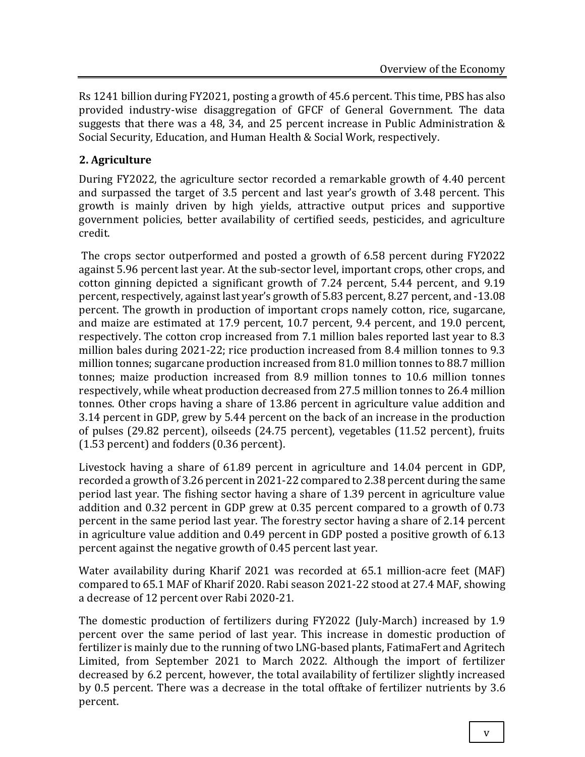Rs 1241 billion during FY2021, posting a growth of 45.6 percent. This time, PBS has also provided industry-wise disaggregation of GFCF of General Government. The data suggests that there was a 48, 34, and 25 percent increase in Public Administration & Social Security, Education, and Human Health & Social Work, respectively.

## 2. Agriculture

During FY2022, the agriculture sector recorded a remarkable growth of 4.40 percent and surpassed the target of 3.5 percent and last year's growth of 3.48 percent. This growth is mainly driven by high yields, attractive output prices and supportive government policies, better availability of certified seeds, pesticides, and agriculture credit.

The crops sector outperformed and posted a growth of 6.58 percent during FY2022 against 5.96 percent last year. At the sub-sector level, important crops, other crops, and cotton ginning depicted a significant growth of 7.24 percent, 5.44 percent, and 9.19 percent, respectively, against last year's growth of 5.83 percent, 8.27 percent, and -13.08 percent. The growth in production of important crops namely cotton, rice, sugarcane, and maize are estimated at 17.9 percent, 10.7 percent, 9.4 percent, and 19.0 percent, respectively. The cotton crop increased from 7.1 million bales reported last year to 8.3 million bales during 2021-22; rice production increased from 8.4 million tonnes to 9.3 million tonnes; sugarcane production increased from 81.0 million tonnes to 88.7 million tonnes; maize production increased from 8.9 million tonnes to 10.6 million tonnes respectively, while wheat production decreased from 27.5 million tonnes to 26.4 million tonnes. Other crops having a share of 13.86 percent in agriculture value addition and 3.14 percent in GDP, grew by 5.44 percent on the back of an increase in the production of pulses (29.82 percent), oilseeds (24.75 percent), vegetables (11.52 percent), fruits (1.53 percent) and fodders (0.36 percent).

Livestock having a share of 61.89 percent in agriculture and 14.04 percent in GDP, recorded a growth of 3.26 percent in 2021-22 compared to 2.38 percent during the same period last year. The fishing sector having a share of 1.39 percent in agriculture value addition and 0.32 percent in GDP grew at 0.35 percent compared to a growth of 0.73 percent in the same period last year. The forestry sector having a share of 2.14 percent in agriculture value addition and 0.49 percent in GDP posted a positive growth of 6.13 percent against the negative growth of 0.45 percent last year.

Water availability during Kharif 2021 was recorded at 65.1 million-acre feet (MAF) compared to 65.1 MAF of Kharif 2020. Rabi season 2021-22 stood at 27.4 MAF, showing a decrease of 12 percent over Rabi 2020-21.

The domestic production of fertilizers during FY2022 (July-March) increased by 1.9 percent over the same period of last year. This increase in domestic production of fertilizer is mainly due to the running of two LNG-based plants, FatimaFert and Agritech Limited, from September 2021 to March 2022. Although the import of fertilizer decreased by 6.2 percent, however, the total availability of fertilizer slightly increased by 0.5 percent. There was a decrease in the total offtake of fertilizer nutrients by 3.6 percent.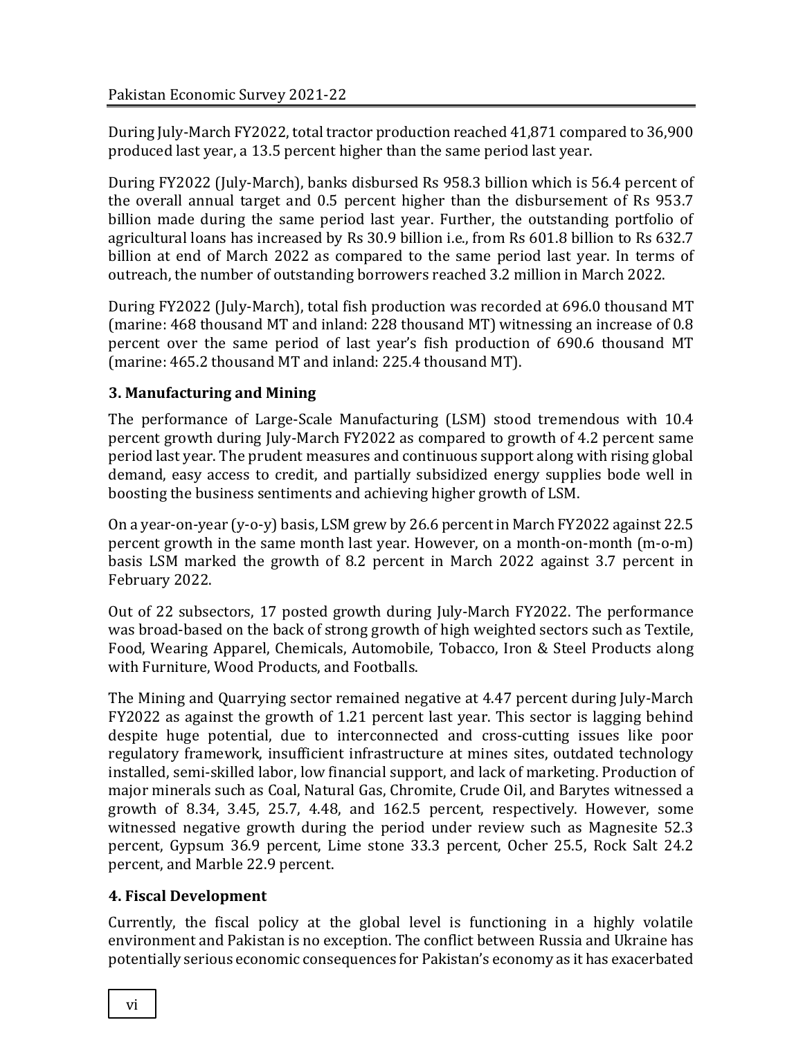During July-March FY2022, total tractor production reached 41,871 compared to 36,900 produced last year, a 13.5 percent higher than the same period last year.

During FY2022 (July-March), banks disbursed Rs 958.3 billion which is 56.4 percent of the overall annual target and 0.5 percent higher than the disbursement of Rs 953.7 billion made during the same period last year. Further, the outstanding portfolio of agricultural loans has increased by Rs 30.9 billion i.e., from Rs 601.8 billion to Rs 632.7 billion at end of March 2022 as compared to the same period last year. In terms of outreach, the number of outstanding borrowers reached 3.2 million in March 2022.

During FY2022 (July-March), total fish production was recorded at 696.0 thousand MT (marine: 468 thousand MT and inland: 228 thousand MT) witnessing an increase of 0.8 percent over the same period of last year's fish production of 690.6 thousand MT (marine: 465.2 thousand MT and inland: 225.4 thousand MT).

### 3. Manufacturing and Mining

The performance of Large-Scale Manufacturing (LSM) stood tremendous with 10.4 percent growth during July-March FY2022 as compared to growth of 4.2 percent same period last year. The prudent measures and continuous support along with rising global demand, easy access to credit, and partially subsidized energy supplies bode well in boosting the business sentiments and achieving higher growth of LSM.

On a year-on-year (y-o-y) basis, LSM grew by 26.6 percent in March FY2022 against 22.5 percent growth in the same month last year. However, on a month-on-month (m-o-m) basis LSM marked the growth of 8.2 percent in March 2022 against 3.7 percent in February 2022.

Out of 22 subsectors, 17 posted growth during July-March FY2022. The performance was broad-based on the back of strong growth of high weighted sectors such as Textile, Food, Wearing Apparel, Chemicals, Automobile, Tobacco, Iron & Steel Products along with Furniture, Wood Products, and Footballs.

The Mining and Quarrying sector remained negative at 4.47 percent during July-March FY2022 as against the growth of 1.21 percent last year. This sector is lagging behind despite huge potential, due to interconnected and cross-cutting issues like poor regulatory framework, insufficient infrastructure at mines sites, outdated technology installed, semi-skilled labor, low financial support, and lack of marketing. Production of major minerals such as Coal, Natural Gas, Chromite, Crude Oil, and Barytes witnessed a growth of 8.34, 3.45, 25.7, 4.48, and 162.5 percent, respectively. However, some witnessed negative growth during the period under review such as Magnesite 52.3 percent, Gypsum 36.9 percent, Lime stone 33.3 percent, Ocher 25.5, Rock Salt 24.2 percent, and Marble 22.9 percent.

### 4. Fiscal Development

Currently, the fiscal policy at the global level is functioning in a highly volatile environment and Pakistan is no exception. The conflict between Russia and Ukraine has potentially serious economic consequences for Pakistan's economy as it has exacerbated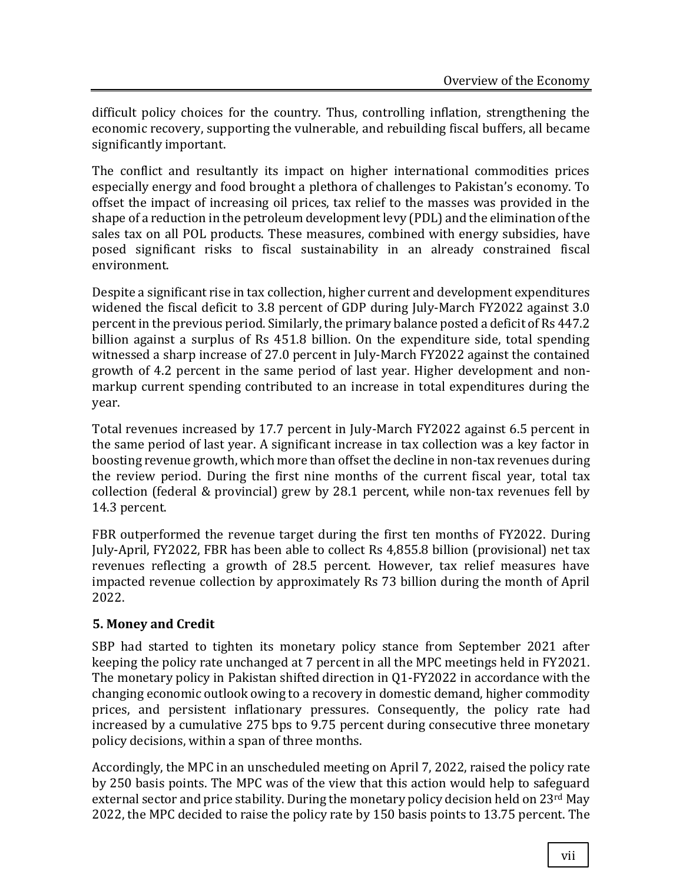difficult policy choices for the country. Thus, controlling inflation, strengthening the economic recovery, supporting the vulnerable, and rebuilding fiscal buffers, all became significantly important.

The conflict and resultantly its impact on higher international commodities prices especially energy and food brought a plethora of challenges to Pakistan's economy. To offset the impact of increasing oil prices, tax relief to the masses was provided in the shape of a reduction in the petroleum development levy (PDL) and the elimination of the sales tax on all POL products. These measures, combined with energy subsidies, have posed significant risks to fiscal sustainability in an already constrained fiscal environment.

Despite a significant rise in tax collection, higher current and development expenditures widened the fiscal deficit to 3.8 percent of GDP during July-March FY2022 against 3.0 percent in the previous period. Similarly, the primary balance posted a deficit of Rs 447.2 billion against a surplus of Rs 451.8 billion. On the expenditure side, total spending witnessed a sharp increase of 27.0 percent in July-March FY2022 against the contained growth of 4.2 percent in the same period of last year. Higher development and non-markup current spending contributed to an increase in total expenditures during the year.

Total revenues increased by 17.7 percent in July-March FY2022 against 6.5 percent in the same period of last year. A significant increase in tax collection was a key factor in boosting revenue growth, which more than offset the decline in non-tax revenues during the review period. During the first nine months of the current fiscal year, total tax collection (federal & provincial) grew by 28.1 percent, while non-tax revenues fell by 14.3 percent.

FBR outperformed the revenue target during the first ten months of FY2022. During July-April, FY2022, FBR has been able to collect Rs 4,855.8 billion (provisional) net tax revenues reflecting a growth of 28.5 percent. However, tax relief measures have impacted revenue collection by approximately Rs 73 billion during the month of April 2022.

### 5. Money and Credit

SBP had started to tighten its monetary policy stance from September 2021 after keeping the policy rate unchanged at 7 percent in all the MPC meetings held in FY2021. The monetary policy in Pakistan shifted direction in Q1-FY2022 in accordance with the changing economic outlook owing to a recovery in domestic demand, higher commodity prices, and persistent inflationary pressures. Consequently, the policy rate had increased by a cumulative 275 bps to 9.75 percent during consecutive three monetary policy decisions, within a span of three months.

Accordingly, the MPC in an unscheduled meeting on April 7, 2022, raised the policy rate by 250 basis points. The MPC was of the view that this action would help to safeguard external sector and price stability. During the monetary policy decision held on 23rd May 2022, the MPC decided to raise the policy rate by 150 basis points to 13.75 percent. The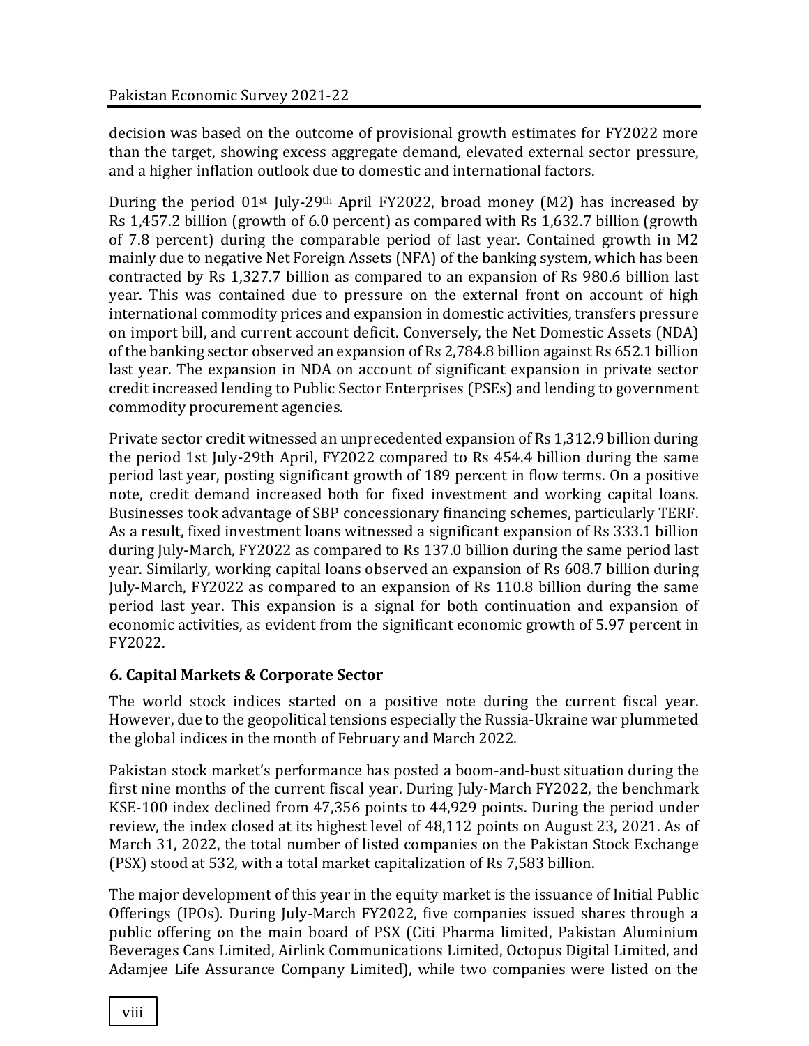decision was based on the outcome of provisional growth estimates for FY2022 more than the target, showing excess aggregate demand, elevated external sector pressure, and a higher inflation outlook due to domestic and international factors.

During the period 01st July-29th April FY2022, broad money (M2) has increased by Rs 1,457.2 billion (growth of 6.0 percent) as compared with Rs 1,632.7 billion (growth of 7.8 percent) during the comparable period of last year. Contained growth in M2 mainly due to negative Net Foreign Assets (NFA) of the banking system, which has been contracted by Rs 1,327.7 billion as compared to an expansion of Rs 980.6 billion last year. This was contained due to pressure on the external front on account of high international commodity prices and expansion in domestic activities, transfers pressure on import bill, and current account deficit. Conversely, the Net Domestic Assets (NDA) of the banking sector observed an expansion of Rs 2,784.8 billion against Rs 652.1 billion last year. The expansion in NDA on account of significant expansion in private sector credit increased lending to Public Sector Enterprises (PSEs) and lending to government commodity procurement agencies.

Private sector credit witnessed an unprecedented expansion of Rs 1,312.9 billion during the period 1st July-29th April, FY2022 compared to Rs 454.4 billion during the same period last year, posting significant growth of 189 percent in flow terms. On a positive note, credit demand increased both for fixed investment and working capital loans. Businesses took advantage of SBP concessionary financing schemes, particularly TERF. As a result, fixed investment loans witnessed a significant expansion of Rs 333.1 billion during July-March, FY2022 as compared to Rs 137.0 billion during the same period last year. Similarly, working capital loans observed an expansion of Rs 608.7 billion during July-March, FY2022 as compared to an expansion of Rs 110.8 billion during the same period last year. This expansion is a signal for both continuation and expansion of economic activities, as evident from the significant economic growth of 5.97 percent in FY2022.

### 6. Capital Markets & Corporate Sector

The world stock indices started on a positive note during the current fiscal year. However, due to the geopolitical tensions especially the Russia-Ukraine war plummeted the global indices in the month of February and March 2022.

Pakistan stock market's performance has posted a boom-and-bust situation during the first nine months of the current fiscal year. During July-March FY2022, the benchmark KSE-100 index declined from 47,356 points to 44,929 points. During the period under review, the index closed at its highest level of 48,112 points on August 23, 2021. As of March 31, 2022, the total number of listed companies on the Pakistan Stock Exchange (PSX) stood at 532, with a total market capitalization of Rs 7,583 billion.

The major development of this year in the equity market is the issuance of Initial Public Offerings (IPOs). During July-March FY2022, five companies issued shares through a public offering on the main board of PSX (Citi Pharma limited, Pakistan Aluminium Beverages Cans Limited, Airlink Communications Limited, Octopus Digital Limited, and Adamjee Life Assurance Company Limited), while two companies were listed on the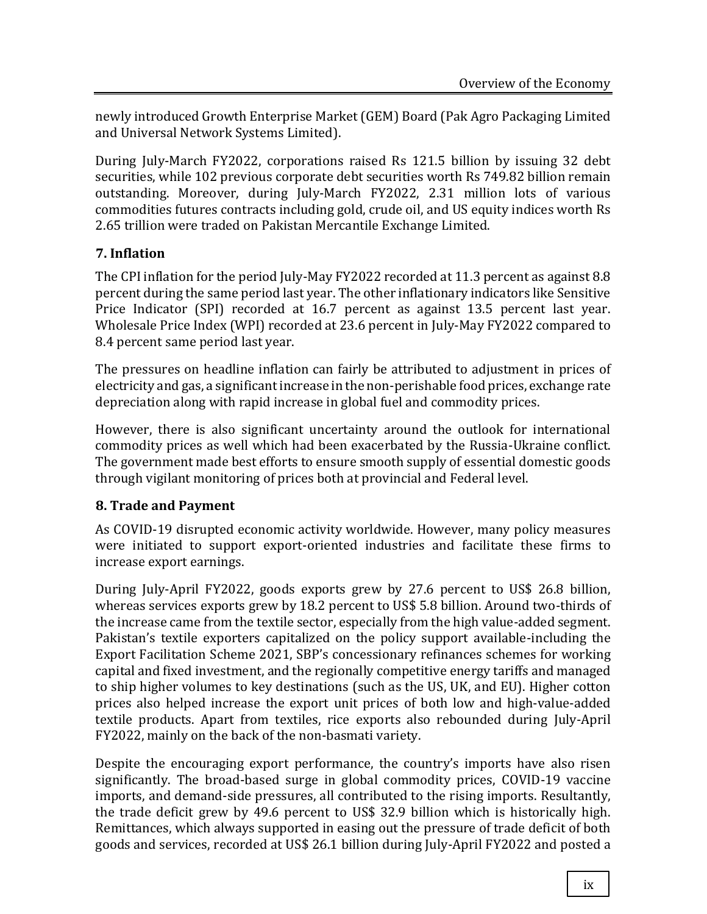newly introduced Growth Enterprise Market (GEM) Board (Pak Agro Packaging Limited and Universal Network Systems Limited).

During July-March FY2022, corporations raised Rs 121.5 billion by issuing 32 debt securities, while 102 previous corporate debt securities worth Rs 749.82 billion remain outstanding. Moreover, during July-March FY2022, 2.31 million lots of various commodities futures contracts including gold, crude oil, and US equity indices worth Rs 2.65 trillion were traded on Pakistan Mercantile Exchange Limited.

### 7. Inflation

The CPI inflation for the period July-May FY2022 recorded at 11.3 percent as against 8.8 percent during the same period last year. The other inflationary indicators like Sensitive Price Indicator (SPI) recorded at 16.7 percent as against 13.5 percent last year. Wholesale Price Index (WPI) recorded at 23.6 percent in July-May FY2022 compared to 8.4 percent same period last year.

The pressures on headline inflation can fairly be attributed to adjustment in prices of electricity and gas, a significant increase in the non-perishable food prices, exchange rate depreciation along with rapid increase in global fuel and commodity prices.

However, there is also significant uncertainty around the outlook for international commodity prices as well which had been exacerbated by the Russia-Ukraine conflict. The government made best efforts to ensure smooth supply of essential domestic goods through vigilant monitoring of prices both at provincial and Federal level.

### 8. Trade and Payment

As COVID-19 disrupted economic activity worldwide. However, many policy measures were initiated to support export-oriented industries and facilitate these firms to increase export earnings.

During July-April FY2022, goods exports grew by 27.6 percent to US$ 26.8 billion, whereas services exports grew by 18.2 percent to US$ 5.8 billion. Around two-thirds of the increase came from the textile sector, especially from the high value-added segment. Pakistan's textile exporters capitalized on the policy support available-including the Export Facilitation Scheme 2021, SBP's concessionary refinances schemes for working capital and fixed investment, and the regionally competitive energy tariffs and managed to ship higher volumes to key destinations (such as the US, UK, and EU). Higher cotton prices also helped increase the export unit prices of both low and high-value-added textile products. Apart from textiles, rice exports also rebounded during July-April FY2022, mainly on the back of the non-basmati variety.

Despite the encouraging export performance, the country's imports have also risen significantly. The broad-based surge in global commodity prices, COVID-19 vaccine imports, and demand-side pressures, all contributed to the rising imports. Resultantly, the trade deficit grew by 49.6 percent to US$ 32.9 billion which is historically high. Remittances, which always supported in easing out the pressure of trade deficit of both goods and services, recorded at US$ 26.1 billion during July-April FY2022 and posted a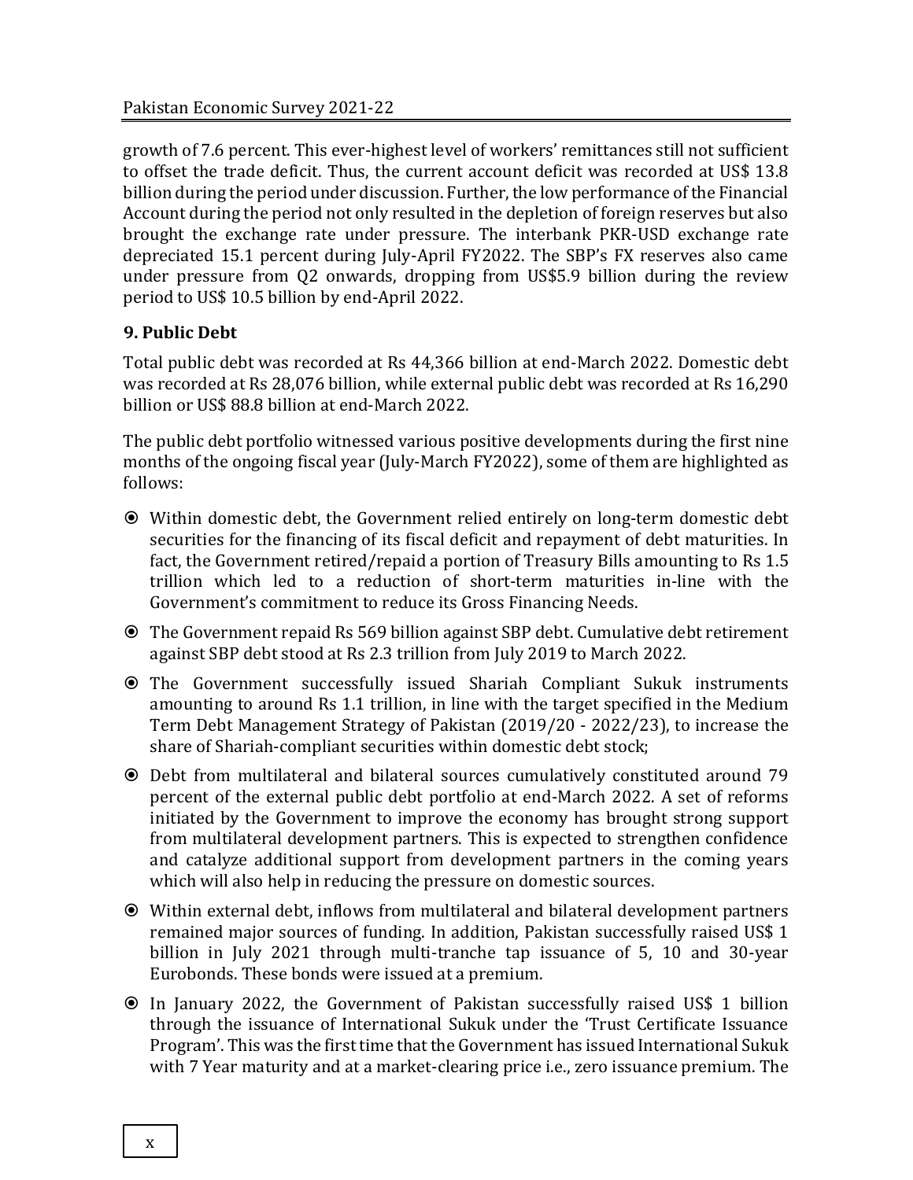growth of 7.6 percent. This ever-highest level of workers' remittances still not sufficient to offset the trade deficit. Thus, the current account deficit was recorded at US$ 13.8 billion during the period under discussion. Further, the low performance of the Financial Account during the period not only resulted in the depletion of foreign reserves but also brought the exchange rate under pressure. The interbank PKR-USD exchange rate depreciated 15.1 percent during July-April FY2022. The SBP's FX reserves also came under pressure from Q2 onwards, dropping from US$5.9 billion during the review period to US$ 10.5 billion by end-April 2022.

### 9. Public Debt

Total public debt was recorded at Rs 44,366 billion at end-March 2022. Domestic debt was recorded at Rs 28,076 billion, while external public debt was recorded at Rs 16,290 billion or US$ 88.8 billion at end-March 2022.

The public debt portfolio witnessed various positive developments during the first nine months of the ongoing fiscal year (July-March FY2022), some of them are highlighted as follows:

- Within domestic debt, the Government relied entirely on long-term domestic debt securities for the financing of its fiscal deficit and repayment of debt maturities. In fact, the Government retired/repaid a portion of Treasury Bills amounting to Rs 1.5 trillion which led to a reduction of short-term maturities in-line with the Government's commitment to reduce its Gross Financing Needs.
- The Government repaid Rs 569 billion against SBP debt. Cumulative debt retirement against SBP debt stood at Rs 2.3 trillion from July 2019 to March 2022.
- The Government successfully issued Shariah Compliant Sukuk instruments amounting to around Rs 1.1 trillion, in line with the target specified in the Medium Term Debt Management Strategy of Pakistan (2019/20 - 2022/23), to increase the share of Shariah-compliant securities within domestic debt stock;
- Debt from multilateral and bilateral sources cumulatively constituted around 79 percent of the external public debt portfolio at end-March 2022. A set of reforms initiated by the Government to improve the economy has brought strong support from multilateral development partners. This is expected to strengthen confidence and catalyze additional support from development partners in the coming years which will also help in reducing the pressure on domestic sources.
- Within external debt, inflows from multilateral and bilateral development partners remained major sources of funding. In addition, Pakistan successfully raised US$ 1 billion in July 2021 through multi-tranche tap issuance of 5, 10 and 30-year Eurobonds. These bonds were issued at a premium.
- In January 2022, the Government of Pakistan successfully raised US$ 1 billion through the issuance of International Sukuk under the 'Trust Certificate Issuance Program'. This was the first time that the Government has issued International Sukuk with 7 Year maturity and at a market-clearing price i.e., zero issuance premium. The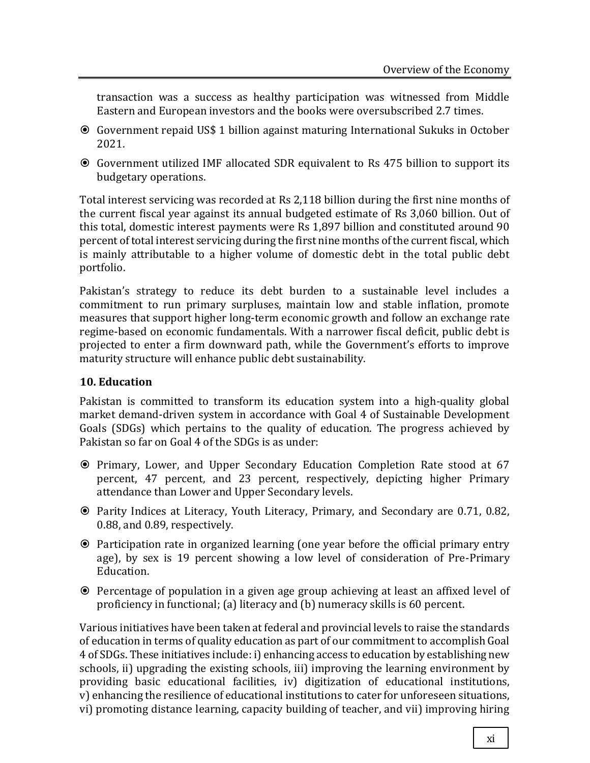transaction was a success as healthy participation was witnessed from Middle Eastern and European investors and the books were oversubscribed 2.7 times.

- Government repaid US$ 1 billion against maturing International Sukuks in October 2021.
- Government utilized IMF allocated SDR equivalent to Rs 475 billion to support its budgetary operations.

Total interest servicing was recorded at Rs 2,118 billion during the first nine months of the current fiscal year against its annual budgeted estimate of Rs 3,060 billion. Out of this total, domestic interest payments were Rs 1,897 billion and constituted around 90 percent of total interest servicing during the first nine months of the current fiscal, which is mainly attributable to a higher volume of domestic debt in the total public debt portfolio.

Pakistan's strategy to reduce its debt burden to a sustainable level includes a commitment to run primary surpluses, maintain low and stable inflation, promote measures that support higher long-term economic growth and follow an exchange rate regime-based on economic fundamentals. With a narrower fiscal deficit, public debt is projected to enter a firm downward path, while the Government's efforts to improve maturity structure will enhance public debt sustainability.

## 10. Education

Pakistan is committed to transform its education system into a high-quality global market demand-driven system in accordance with Goal 4 of Sustainable Development Goals (SDGs) which pertains to the quality of education. The progress achieved by Pakistan so far on Goal 4 of the SDGs is as under:

- Primary, Lower, and Upper Secondary Education Completion Rate stood at 67 percent, 47 percent, and 23 percent, respectively, depicting higher Primary attendance than Lower and Upper Secondary levels.
- Parity Indices at Literacy, Youth Literacy, Primary, and Secondary are 0.71, 0.82, 0.88, and 0.89, respectively.
- Participation rate in organized learning (one year before the official primary entry age), by sex is 19 percent showing a low level of consideration of Pre-Primary Education.
- Percentage of population in a given age group achieving at least an affixed level of proficiency in functional; (a) literacy and (b) numeracy skills is 60 percent.

Various initiatives have been taken at federal and provincial levels to raise the standards of education in terms of quality education as part of our commitment to accomplish Goal 4 of SDGs. These initiatives include: i) enhancing access to education by establishing new schools, ii) upgrading the existing schools, iii) improving the learning environment by providing basic educational facilities, iv) digitization of educational institutions, v) enhancing the resilience of educational institutions to cater for unforeseen situations, vi) promoting distance learning, capacity building of teacher, and vii) improving hiring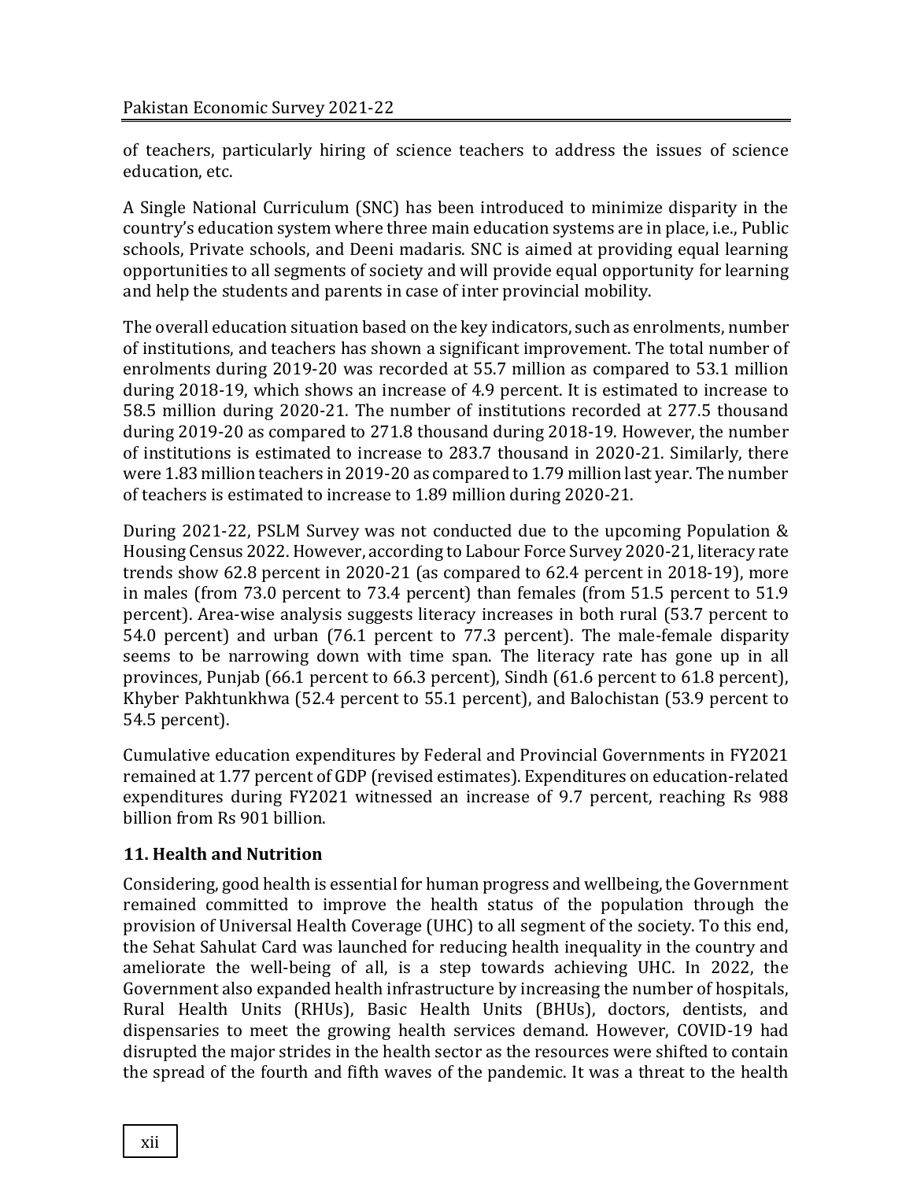of teachers, particularly hiring of science teachers to address the issues of science education, etc.

A Single National Curriculum (SNC) has been introduced to minimize disparity in the country's education system where three main education systems are in place, i.e., Public schools, Private schools, and Deeni madaris. SNC is aimed at providing equal learning opportunities to all segments of society and will provide equal opportunity for learning and help the students and parents in case of inter provincial mobility.

The overall education situation based on the key indicators, such as enrolments, number of institutions, and teachers has shown a significant improvement. The total number of enrolments during 2019-20 was recorded at 55.7 million as compared to 53.1 million during 2018-19, which shows an increase of 4.9 percent. It is estimated to increase to 58.5 million during 2020-21. The number of institutions recorded at 277.5 thousand during 2019-20 as compared to 271.8 thousand during 2018-19. However, the number of institutions is estimated to increase to 283.7 thousand in 2020-21. Similarly, there were 1.83 million teachers in 2019-20 as compared to 1.79 million last year. The number of teachers is estimated to increase to 1.89 million during 2020-21.

During 2021-22, PSLM Survey was not conducted due to the upcoming Population & Housing Census 2022. However, according to Labour Force Survey 2020-21, literacy rate trends show 62.8 percent in 2020-21 (as compared to 62.4 percent in 2018-19), more in males (from 73.0 percent to 73.4 percent) than females (from 51.5 percent to 51.9 percent). Area-wise analysis suggests literacy increases in both rural (53.7 percent to 54.0 percent) and urban (76.1 percent to 77.3 percent). The male-female disparity seems to be narrowing down with time span. The literacy rate has gone up in all provinces, Punjab (66.1 percent to 66.3 percent), Sindh (61.6 percent to 61.8 percent), Khyber Pakhtunkhwa (52.4 percent to 55.1 percent), and Balochistan (53.9 percent to 54.5 percent).

Cumulative education expenditures by Federal and Provincial Governments in FY2021 remained at 1.77 percent of GDP (revised estimates). Expenditures on education-related expenditures during FY2021 witnessed an increase of 9.7 percent, reaching Rs 988 billion from Rs 901 billion.

### 11. Health and Nutrition

Considering, good health is essential for human progress and wellbeing, the Government remained committed to improve the health status of the population through the provision of Universal Health Coverage (UHC) to all segment of the society. To this end, the Sehat Sahulat Card was launched for reducing health inequality in the country and ameliorate the well-being of all, is a step towards achieving UHC. In 2022, the Government also expanded health infrastructure by increasing the number of hospitals, Rural Health Units (RHUs), Basic Health Units (BHUs), doctors, dentists, and dispensaries to meet the growing health services demand. However, COVID-19 had disrupted the major strides in the health sector as the resources were shifted to contain the spread of the fourth and fifth waves of the pandemic. It was a threat to the health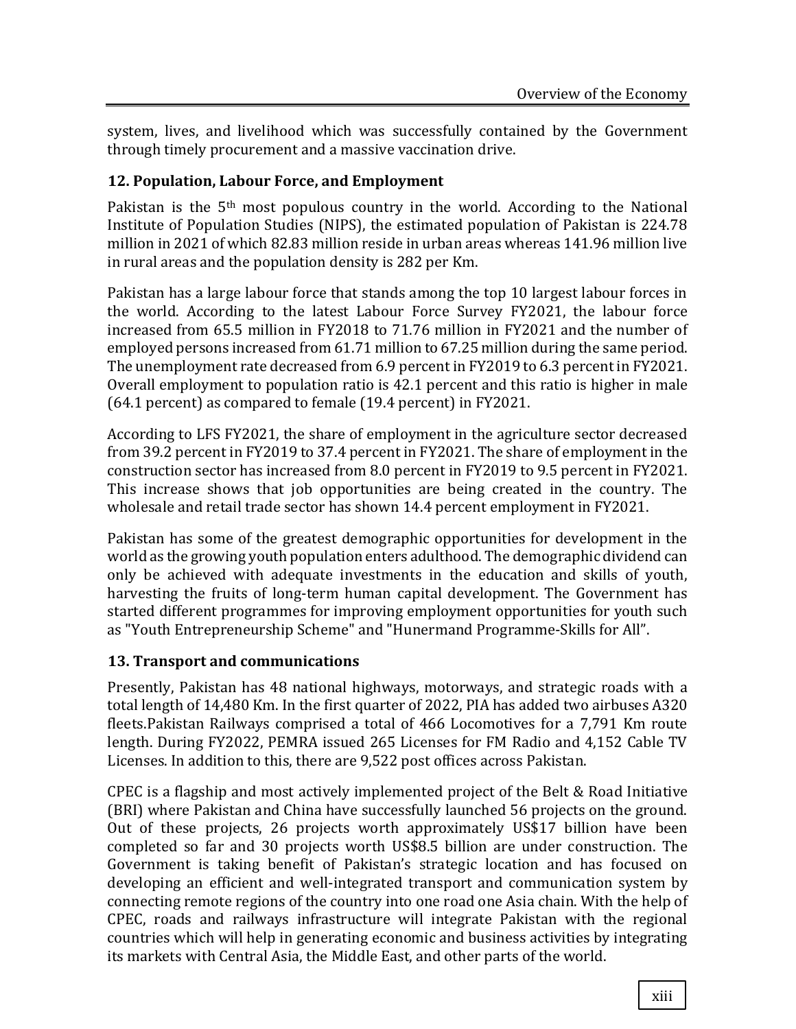system, lives, and livelihood which was successfully contained by the Government through timely procurement and a massive vaccination drive.

### 12. Population, Labour Force, and Employment

Pakistan is the 5th most populous country in the world. According to the National Institute of Population Studies (NIPS), the estimated population of Pakistan is 224.78 million in 2021 of which 82.83 million reside in urban areas whereas 141.96 million live in rural areas and the population density is 282 per Km.

Pakistan has a large labour force that stands among the top 10 largest labour forces in the world. According to the latest Labour Force Survey FY2021, the labour force increased from 65.5 million in FY2018 to 71.76 million in FY2021 and the number of employed persons increased from 61.71 million to 67.25 million during the same period. The unemployment rate decreased from 6.9 percent in FY2019 to 6.3 percent in FY2021. Overall employment to population ratio is 42.1 percent and this ratio is higher in male (64.1 percent) as compared to female (19.4 percent) in FY2021.

According to LFS FY2021, the share of employment in the agriculture sector decreased from 39.2 percent in FY2019 to 37.4 percent in FY2021. The share of employment in the construction sector has increased from 8.0 percent in FY2019 to 9.5 percent in FY2021. This increase shows that job opportunities are being created in the country. The wholesale and retail trade sector has shown 14.4 percent employment in FY2021.

Pakistan has some of the greatest demographic opportunities for development in the world as the growing youth population enters adulthood. The demographic dividend can only be achieved with adequate investments in the education and skills of youth, harvesting the fruits of long-term human capital development. The Government has started different programmes for improving employment opportunities for youth such as "Youth Entrepreneurship Scheme" and "Hunermand Programme-Skills for All".

### 13. Transport and communications

Presently, Pakistan has 48 national highways, motorways, and strategic roads with a total length of 14,480 Km. In the first quarter of 2022, PIA has added two airbuses A320 fleets.Pakistan Railways comprised a total of 466 Locomotives for a 7,791 Km route length. During FY2022, PEMRA issued 265 Licenses for FM Radio and 4,152 Cable TV Licenses. In addition to this, there are 9,522 post offices across Pakistan.

CPEC is a flagship and most actively implemented project of the Belt & Road Initiative (BRI) where Pakistan and China have successfully launched 56 projects on the ground. Out of these projects, 26 projects worth approximately US$17 billion have been completed so far and 30 projects worth US$8.5 billion are under construction. The Government is taking benefit of Pakistan's strategic location and has focused on developing an efficient and well-integrated transport and communication system by connecting remote regions of the country into one road one Asia chain. With the help of CPEC, roads and railways infrastructure will integrate Pakistan with the regional countries which will help in generating economic and business activities by integrating its markets with Central Asia, the Middle East, and other parts of the world.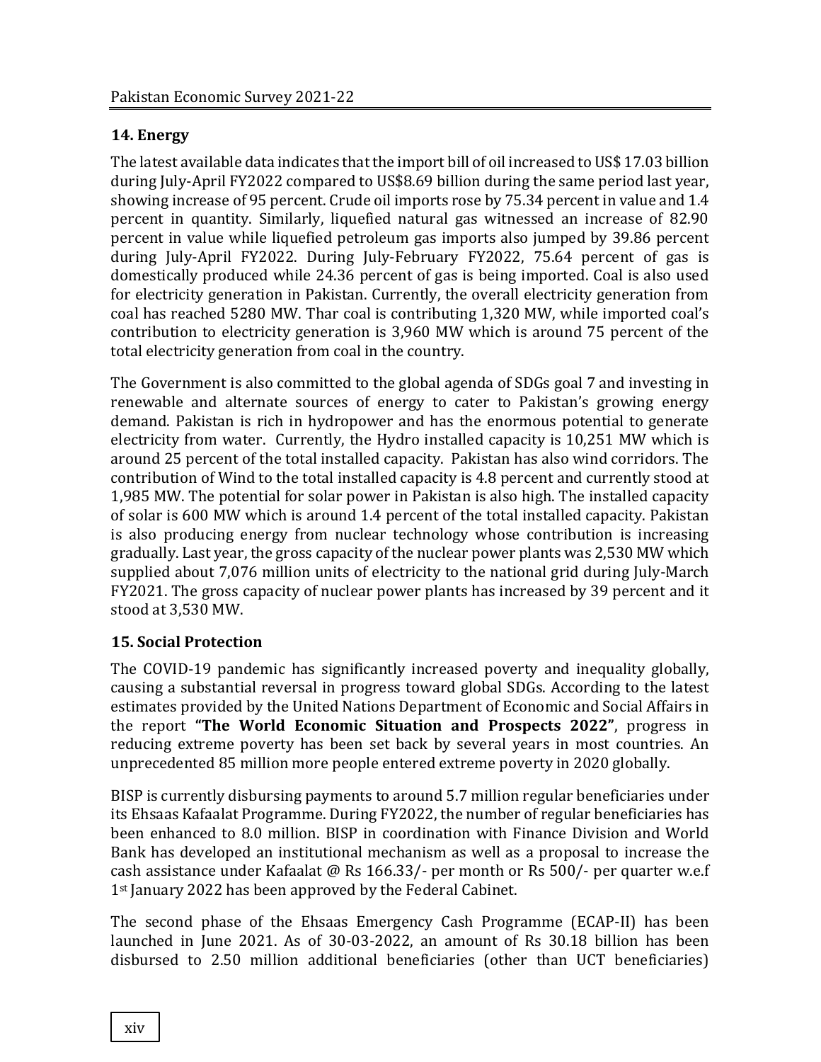## 14. Energy

The latest available data indicates that the import bill of oil increased to US$ 17.03 billion during July-April FY2022 compared to US$8.69 billion during the same period last year, showing increase of 95 percent. Crude oil imports rose by 75.34 percent in value and 1.4 percent in quantity. Similarly, liquefied natural gas witnessed an increase of 82.90 percent in value while liquefied petroleum gas imports also jumped by 39.86 percent during July-April FY2022. During July-February FY2022, 75.64 percent of gas is domestically produced while 24.36 percent of gas is being imported. Coal is also used for electricity generation in Pakistan. Currently, the overall electricity generation from coal has reached 5280 MW. Thar coal is contributing 1,320 MW, while imported coal's contribution to electricity generation is 3,960 MW which is around 75 percent of the total electricity generation from coal in the country.

The Government is also committed to the global agenda of SDGs goal 7 and investing in renewable and alternate sources of energy to cater to Pakistan's growing energy demand. Pakistan is rich in hydropower and has the enormous potential to generate electricity from water. Currently, the Hydro installed capacity is 10,251 MW which is around 25 percent of the total installed capacity. Pakistan has also wind corridors. The contribution of Wind to the total installed capacity is 4.8 percent and currently stood at 1,985 MW. The potential for solar power in Pakistan is also high. The installed capacity of solar is 600 MW which is around 1.4 percent of the total installed capacity. Pakistan is also producing energy from nuclear technology whose contribution is increasing gradually. Last year, the gross capacity of the nuclear power plants was 2,530 MW which supplied about 7,076 million units of electricity to the national grid during July-March FY2021. The gross capacity of nuclear power plants has increased by 39 percent and it stood at 3,530 MW.

## 15. Social Protection

The COVID-19 pandemic has significantly increased poverty and inequality globally, causing a substantial reversal in progress toward global SDGs. According to the latest estimates provided by the United Nations Department of Economic and Social Affairs in the report **"The World Economic Situation and Prospects 2022"**, progress in reducing extreme poverty has been set back by several years in most countries. An unprecedented 85 million more people entered extreme poverty in 2020 globally.

BISP is currently disbursing payments to around 5.7 million regular beneficiaries under its Ehsaas Kafaalat Programme. During FY2022, the number of regular beneficiaries has been enhanced to 8.0 million. BISP in coordination with Finance Division and World Bank has developed an institutional mechanism as well as a proposal to increase the cash assistance under Kafaalat @ Rs 166.33/- per month or Rs 500/- per quarter w.e.f 1st January 2022 has been approved by the Federal Cabinet.

The second phase of the Ehsaas Emergency Cash Programme (ECAP-II) has been launched in June 2021. As of 30-03-2022, an amount of Rs 30.18 billion has been disbursed to 2.50 million additional beneficiaries (other than UCT beneficiaries)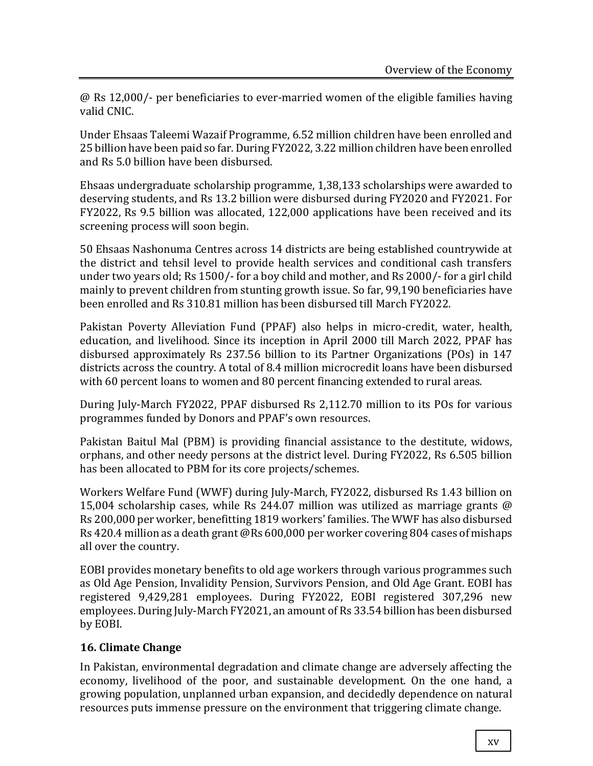@ Rs 12,000/- per beneficiaries to ever-married women of the eligible families having valid CNIC.

Under Ehsaas Taleemi Wazaif Programme, 6.52 million children have been enrolled and 25 billion have been paid so far. During FY2022, 3.22 million children have been enrolled and Rs 5.0 billion have been disbursed.

Ehsaas undergraduate scholarship programme, 1,38,133 scholarships were awarded to deserving students, and Rs 13.2 billion were disbursed during FY2020 and FY2021. For FY2022, Rs 9.5 billion was allocated, 122,000 applications have been received and its screening process will soon begin.

50 Ehsaas Nashonuma Centres across 14 districts are being established countrywide at the district and tehsil level to provide health services and conditional cash transfers under two years old; Rs 1500/- for a boy child and mother, and Rs 2000/- for a girl child mainly to prevent children from stunting growth issue. So far, 99,190 beneficiaries have been enrolled and Rs 310.81 million has been disbursed till March FY2022.

Pakistan Poverty Alleviation Fund (PPAF) also helps in micro-credit, water, health, education, and livelihood. Since its inception in April 2000 till March 2022, PPAF has disbursed approximately Rs 237.56 billion to its Partner Organizations (POs) in 147 districts across the country. A total of 8.4 million microcredit loans have been disbursed with 60 percent loans to women and 80 percent financing extended to rural areas.

During July-March FY2022, PPAF disbursed Rs 2,112.70 million to its POs for various programmes funded by Donors and PPAF's own resources.

Pakistan Baitul Mal (PBM) is providing financial assistance to the destitute, widows, orphans, and other needy persons at the district level. During FY2022, Rs 6.505 billion has been allocated to PBM for its core projects/schemes.

Workers Welfare Fund (WWF) during July-March, FY2022, disbursed Rs 1.43 billion on 15,004 scholarship cases, while Rs 244.07 million was utilized as marriage grants @ Rs 200,000 per worker, benefitting 1819 workers' families. The WWF has also disbursed Rs 420.4 million as a death grant @Rs 600,000 per worker covering 804 cases of mishaps all over the country.

EOBI provides monetary benefits to old age workers through various programmes such as Old Age Pension, Invalidity Pension, Survivors Pension, and Old Age Grant. EOBI has registered 9,429,281 employees. During FY2022, EOBI registered 307,296 new employees. During July-March FY2021, an amount of Rs 33.54 billion has been disbursed by EOBI.

## 16. Climate Change

In Pakistan, environmental degradation and climate change are adversely affecting the economy, livelihood of the poor, and sustainable development. On the one hand, a growing population, unplanned urban expansion, and decidedly dependence on natural resources puts immense pressure on the environment that triggering climate change.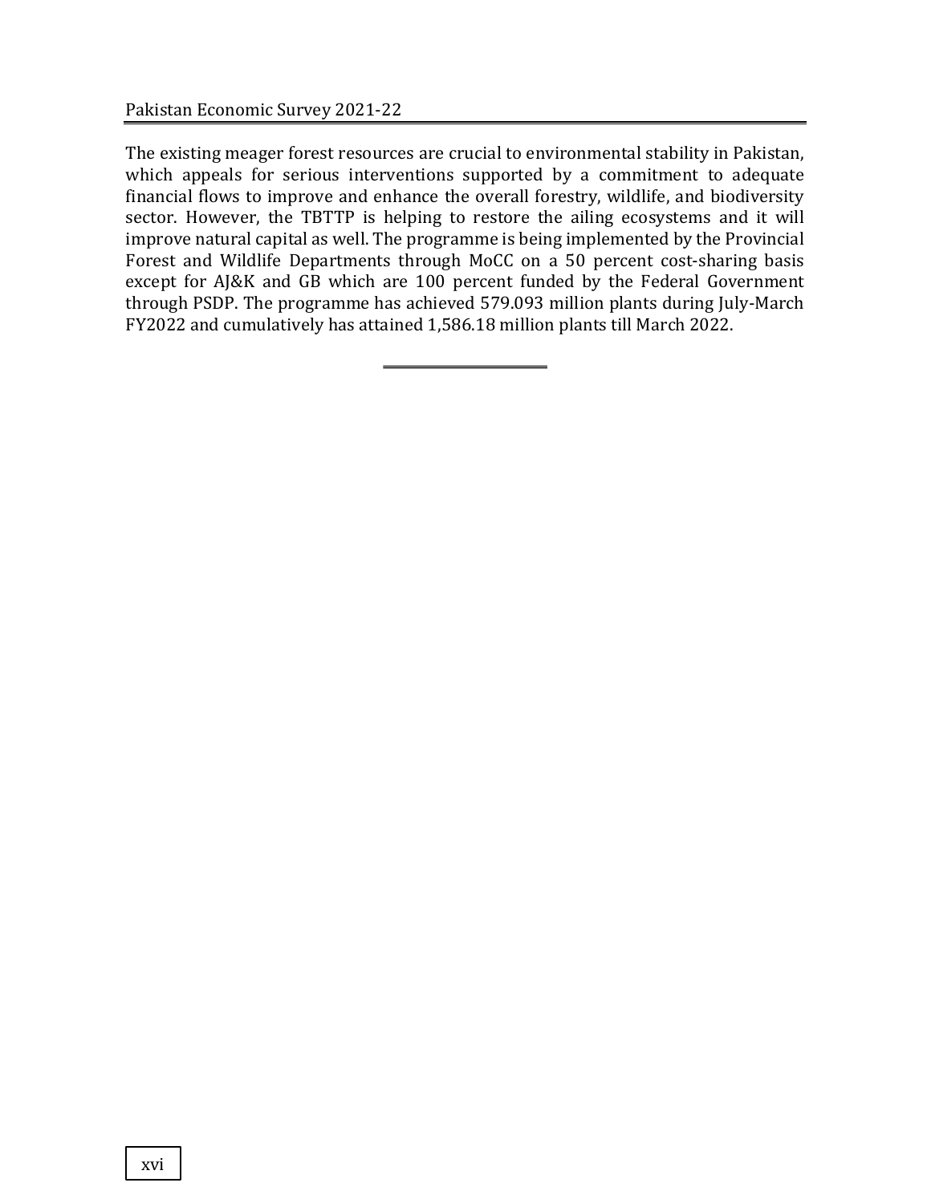The existing meager forest resources are crucial to environmental stability in Pakistan, which appeals for serious interventions supported by a commitment to adequate financial flows to improve and enhance the overall forestry, wildlife, and biodiversity sector. However, the TBTTP is helping to restore the ailing ecosystems and it will improve natural capital as well. The programme is being implemented by the Provincial Forest and Wildlife Departments through MoCC on a 50 percent cost-sharing basis except for AJ&K and GB which are 100 percent funded by the Federal Government through PSDP. The programme has achieved 579.093 million plants during July-March FY2022 and cumulatively has attained 1,586.18 million plants till March 2022.